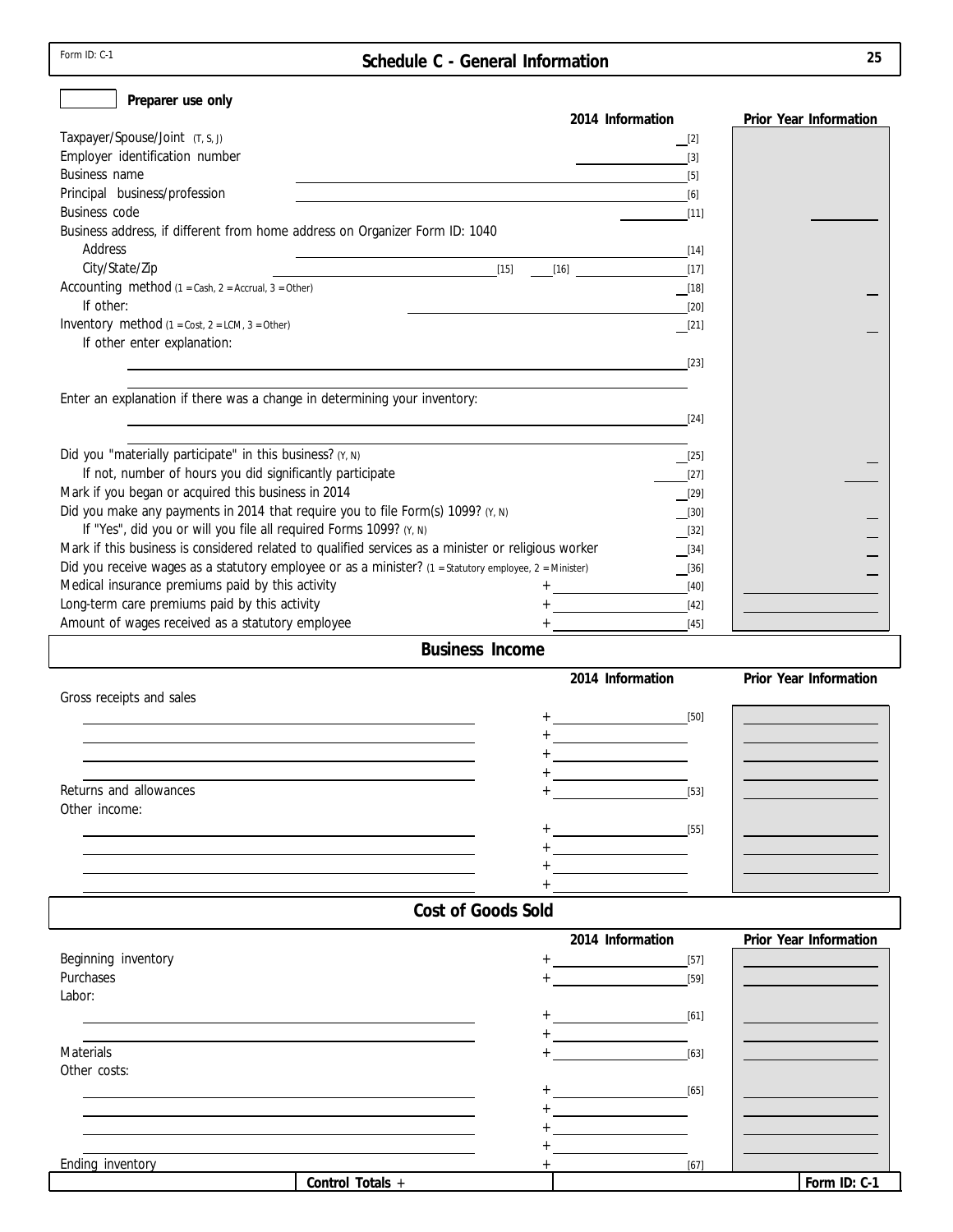Form ID: C-1

# Schedule C - General Information

Preparer use only

| | 2014 Information | Prior Year Information |
|---|---|---|
| Taxpayer/Spouse/Joint (T, S, J) | [2] | |
| Employer identification number | [3] | |
| Business name | [5] | |
| Principal business/profession | [6] | |
| Business code | [11] | |
| Business address, if different from home address on Organizer Form ID: 1040 | | |
| Address | [14] | |
| City/State/Zip | [15] [16] [17] | |
| Accounting method (1 = Cash, 2 = Accrual, 3 = Other) | [18] | |
| If other: | [20] | |
| Inventory method (1 = Cost, 2 = LCM, 3 = Other) | [21] | |
| If other enter explanation: | [23] | |
| Enter an explanation if there was a change in determining your inventory: | [24] | |
| Did you "materially participate" in this business? (Y, N) | [25] | |
| If not, number of hours you did significantly participate | [27] | |
| Mark if you began or acquired this business in 2014 | [29] | |
| Did you make any payments in 2014 that require you to file Form(s) 1099? (Y, N) | [30] | |
| If "Yes", did you or will you file all required Forms 1099? (Y, N) | [32] | |
| Mark if this business is considered related to qualified services as a minister or religious worker | [34] | |
| Did you receive wages as a statutory employee or as a minister? (1 = Statutory employee, 2 = Minister) | [36] | |
| Medical insurance premiums paid by this activity | + [40] | |
| Long-term care premiums paid by this activity | + [42] | |
| Amount of wages received as a statutory employee | + [45] | |

## Business Income

| | 2014 Information | Prior Year Information |
|---|---|---|
| Gross receipts and sales | | |
| | + [50] | |
| | + | |
| | + | |
| | + | |
| Returns and allowances | + [53] | |
| Other income: | | |
| | + [55] | |
| | + | |
| | + | |
| | + | |

## Cost of Goods Sold

| | 2014 Information | Prior Year Information |
|---|---|---|
| Beginning inventory | + [57] | |
| Purchases | + [59] | |
| Labor: | | |
| | + [61] | |
| | + | |
| Materials | + [63] | |
| Other costs: | | |
| | + [65] | |
| | + | |
| | + | |
| | + | |
| Ending inventory | + [67] | |
| Control Totals + | | |

Form ID: C-1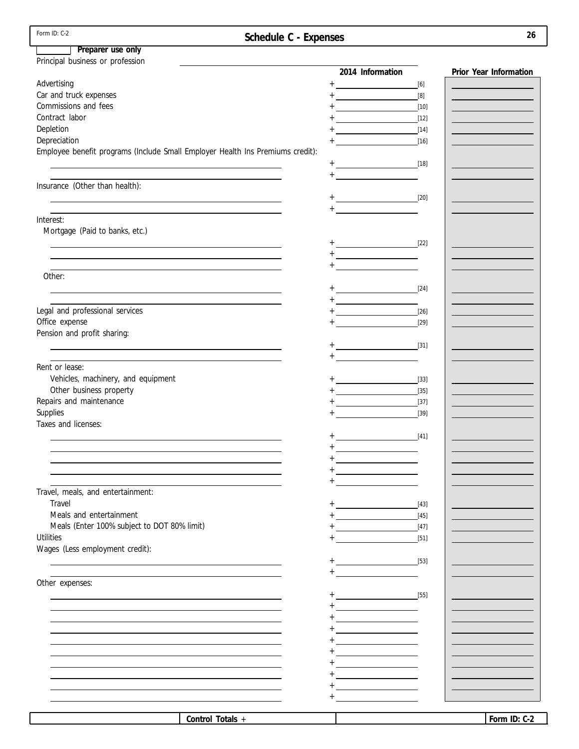Form ID: C-2

# Schedule C - Expenses

Preparer use only

Principal business or profession

| | 2014 Information | | Prior Year Information |
|---|---|---|---|
| Advertising | + | [6] | |
| Car and truck expenses | + | [8] | |
| Commissions and fees | + | [10] | |
| Contract labor | + | [12] | |
| Depletion | + | [14] | |
| Depreciation | + | [16] | |
| Employee benefit programs (Include Small Employer Health Ins Premiums credit): | | | |
| | + | [18] | |
| | + | | |
| Insurance (Other than health): | | | |
| | + | [20] | |
| | + | | |
| Interest: | | | |
| Mortgage (Paid to banks, etc.) | | | |
| | + | [22] | |
| | + | | |
| | + | | |
| Other: | | | |
| | + | [24] | |
| | + | | |
| Legal and professional services | + | [26] | |
| Office expense | + | [29] | |
| Pension and profit sharing: | | | |
| | + | [31] | |
| | + | | |
| Rent or lease: | | | |
| Vehicles, machinery, and equipment | + | [33] | |
| Other business property | + | [35] | |
| Repairs and maintenance | + | [37] | |
| Supplies | + | [39] | |
| Taxes and licenses: | | | |
| | + | [41] | |
| | + | | |
| | + | | |
| | + | | |
| | + | | |
| Travel, meals, and entertainment: | | | |
| Travel | + | [43] | |
| Meals and entertainment | + | [45] | |
| Meals (Enter 100% subject to DOT 80% limit) | + | [47] | |
| Utilities | + | [51] | |
| Wages (Less employment credit): | | | |
| | + | [53] | |
| | + | | |
| Other expenses: | | | |
| | + | [55] | |
| | + | | |
| | + | | |
| | + | | |
| | + | | |
| | + | | |
| | + | | |
| | + | | |
| | + | | |
| | + | | |

Control Totals +

Form ID: C-2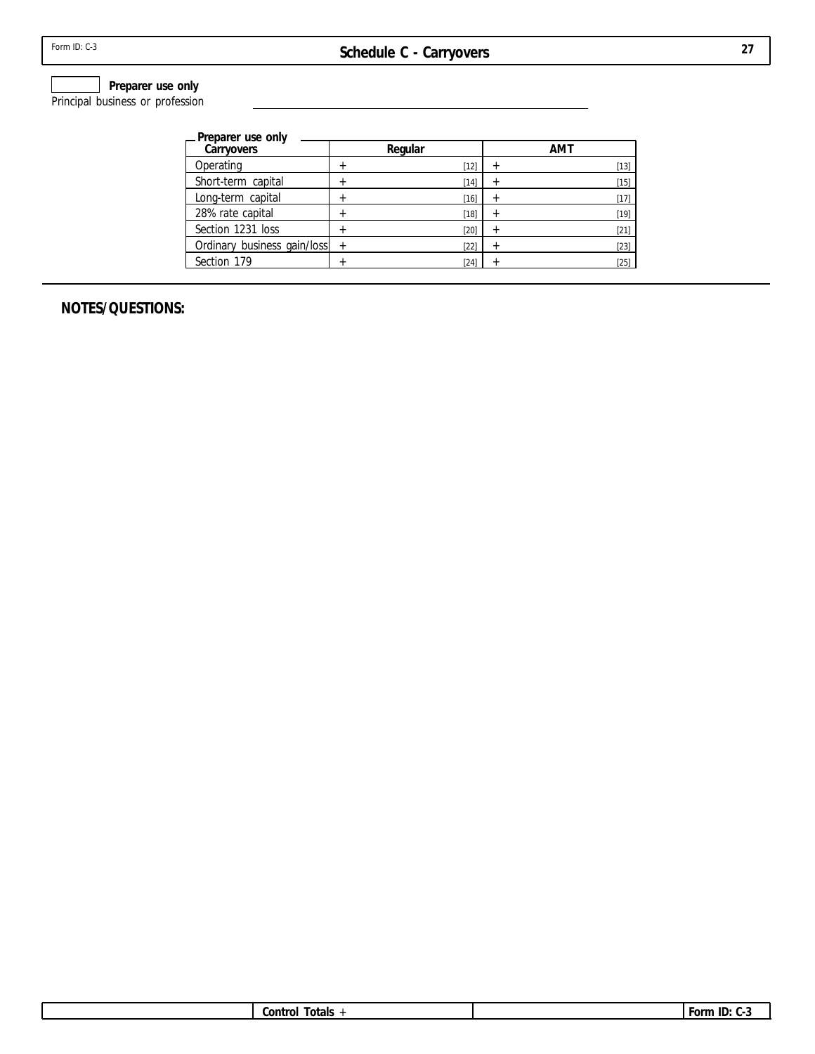Form ID: C-3

# Schedule C - Carryovers

**Preparer use only**

Principal business or profession

| Preparer use only<br>**Carryovers** | **Regular** | **AMT** |
| --- | --- | --- |
| Operating | + [12] | + [13] |
| Short-term capital | + [14] | + [15] |
| Long-term capital | + [16] | + [17] |
| 28% rate capital | + [18] | + [19] |
| Section 1231 loss | + [20] | + [21] |
| Ordinary business gain/loss | + [22] | + [23] |
| Section 179 | + [24] | + [25] |

**NOTES/QUESTIONS:**

| | | | |
| --- | --- | --- | --- |
| | **Control Totals** + | | **Form ID: C-3** |